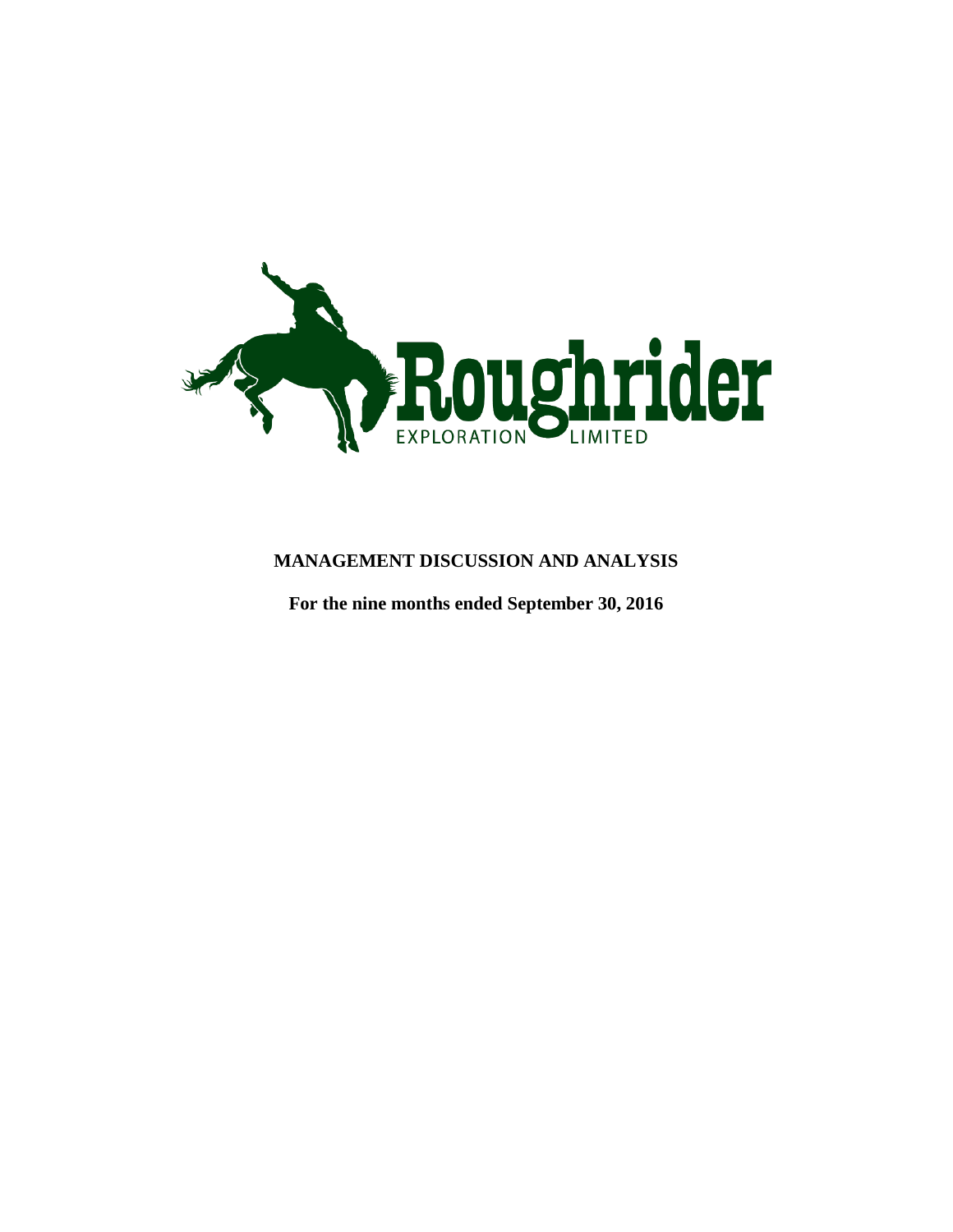# MANAGEMENT DISCUSSION AND ANALYSIS

**For the nine months ended September 30, 2016**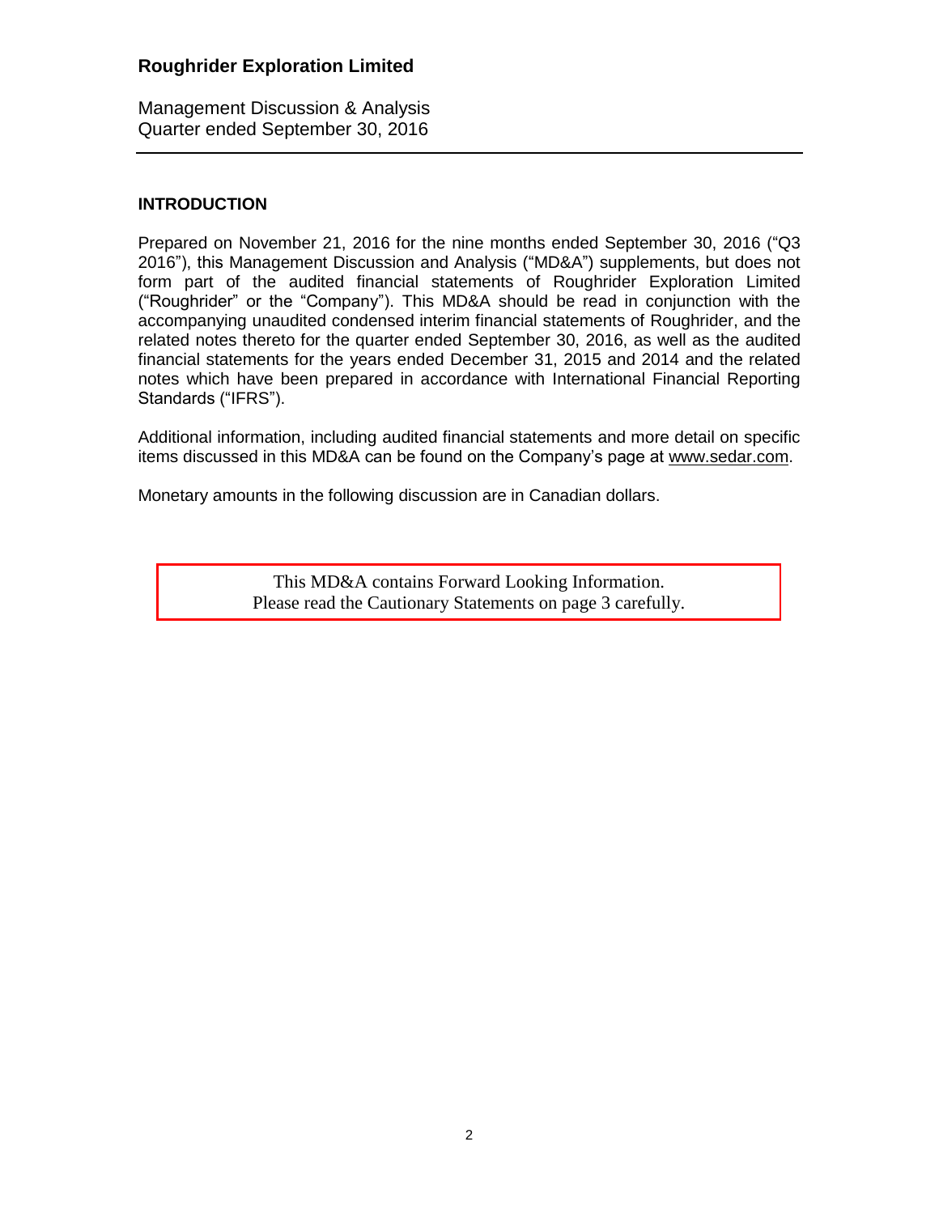## INTRODUCTION

Prepared on November 21, 2016 for the nine months ended September 30, 2016 ("Q3 2016"), this Management Discussion and Analysis ("MD&A") supplements, but does not form part of the audited financial statements of Roughrider Exploration Limited ("Roughrider" or the "Company"). This MD&A should be read in conjunction with the accompanying unaudited condensed interim financial statements of Roughrider, and the related notes thereto for the quarter ended September 30, 2016, as well as the audited financial statements for the years ended December 31, 2015 and 2014 and the related notes which have been prepared in accordance with International Financial Reporting Standards ("IFRS").

Additional information, including audited financial statements and more detail on specific items discussed in this MD&A can be found on the Company's page at www.sedar.com.

Monetary amounts in the following discussion are in Canadian dollars.

> This MD&A contains Forward Looking Information.
> Please read the Cautionary Statements on page 3 carefully.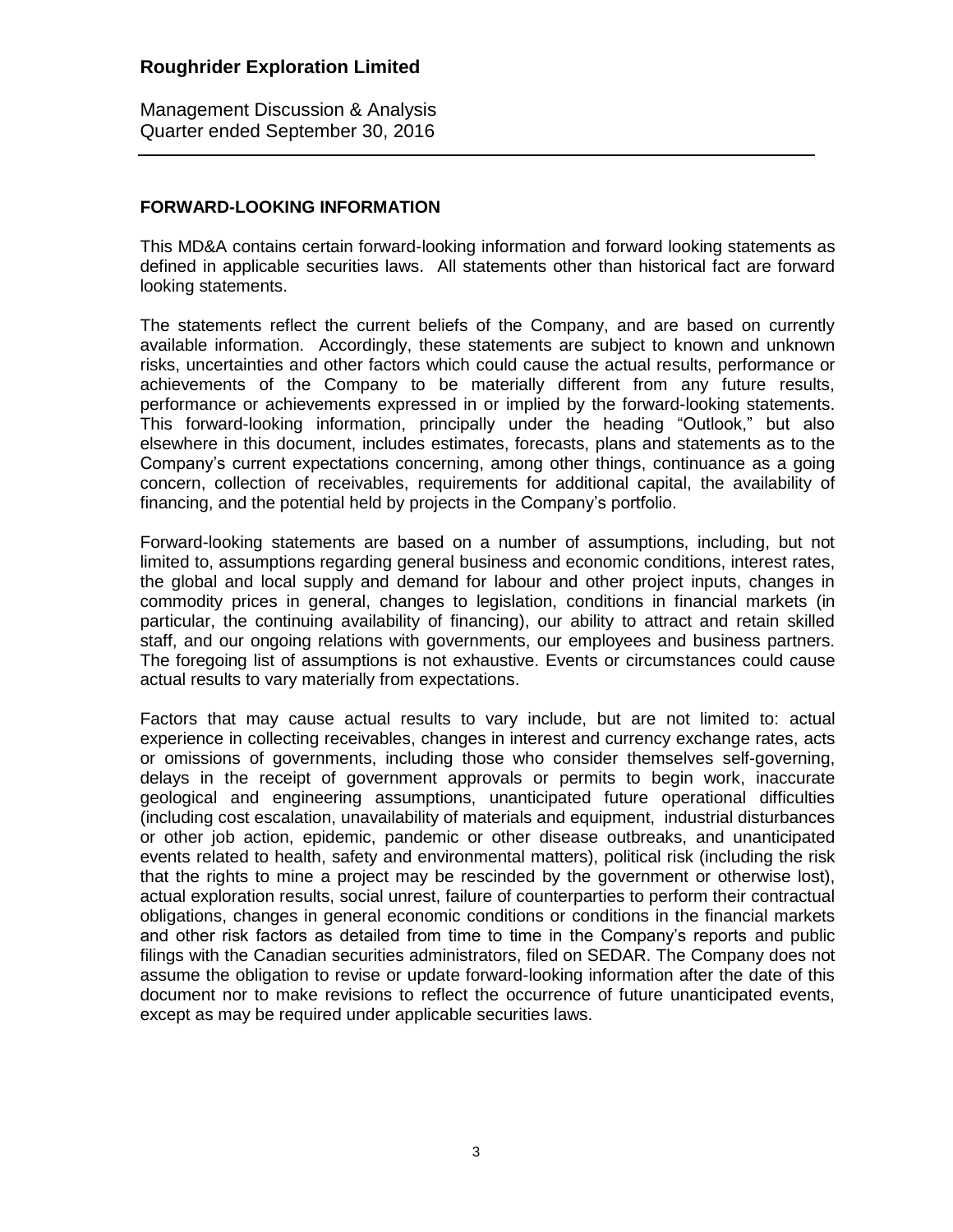## FORWARD-LOOKING INFORMATION

This MD&A contains certain forward-looking information and forward looking statements as defined in applicable securities laws. All statements other than historical fact are forward looking statements.

The statements reflect the current beliefs of the Company, and are based on currently available information. Accordingly, these statements are subject to known and unknown risks, uncertainties and other factors which could cause the actual results, performance or achievements of the Company to be materially different from any future results, performance or achievements expressed in or implied by the forward-looking statements. This forward-looking information, principally under the heading "Outlook," but also elsewhere in this document, includes estimates, forecasts, plans and statements as to the Company's current expectations concerning, among other things, continuance as a going concern, collection of receivables, requirements for additional capital, the availability of financing, and the potential held by projects in the Company's portfolio.

Forward-looking statements are based on a number of assumptions, including, but not limited to, assumptions regarding general business and economic conditions, interest rates, the global and local supply and demand for labour and other project inputs, changes in commodity prices in general, changes to legislation, conditions in financial markets (in particular, the continuing availability of financing), our ability to attract and retain skilled staff, and our ongoing relations with governments, our employees and business partners. The foregoing list of assumptions is not exhaustive. Events or circumstances could cause actual results to vary materially from expectations.

Factors that may cause actual results to vary include, but are not limited to: actual experience in collecting receivables, changes in interest and currency exchange rates, acts or omissions of governments, including those who consider themselves self-governing, delays in the receipt of government approvals or permits to begin work, inaccurate geological and engineering assumptions, unanticipated future operational difficulties (including cost escalation, unavailability of materials and equipment, industrial disturbances or other job action, epidemic, pandemic or other disease outbreaks, and unanticipated events related to health, safety and environmental matters), political risk (including the risk that the rights to mine a project may be rescinded by the government or otherwise lost), actual exploration results, social unrest, failure of counterparties to perform their contractual obligations, changes in general economic conditions or conditions in the financial markets and other risk factors as detailed from time to time in the Company's reports and public filings with the Canadian securities administrators, filed on SEDAR. The Company does not assume the obligation to revise or update forward-looking information after the date of this document nor to make revisions to reflect the occurrence of future unanticipated events, except as may be required under applicable securities laws.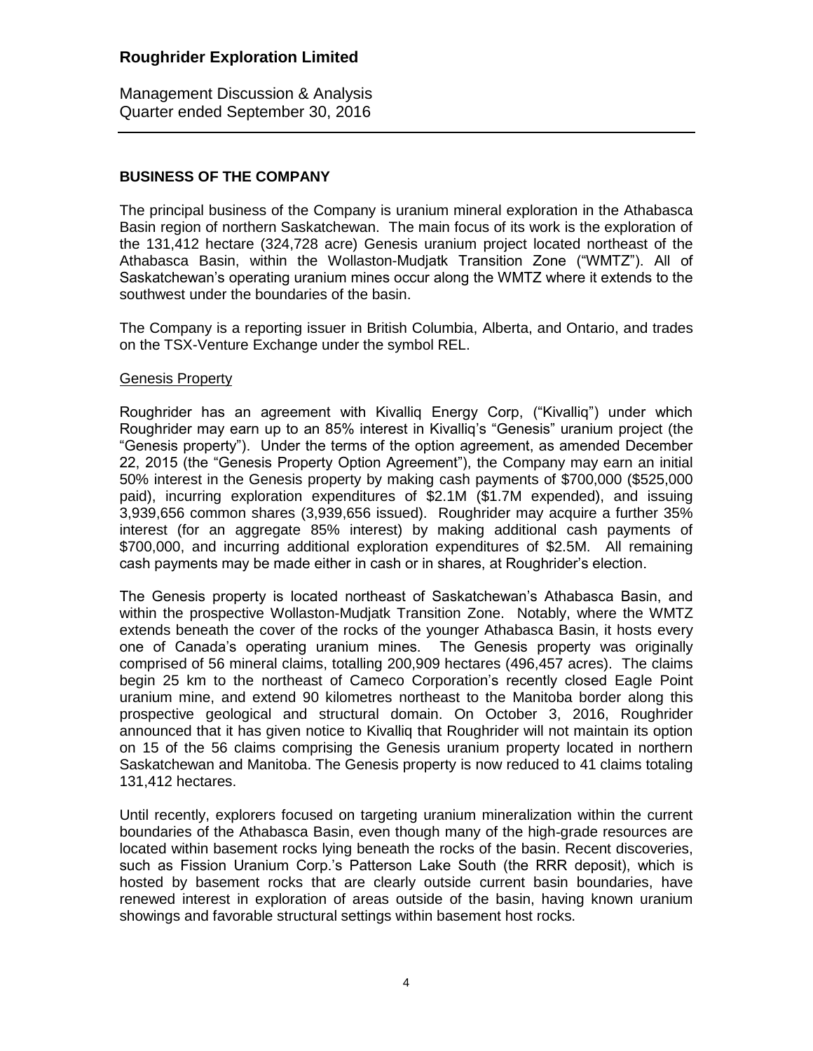## BUSINESS OF THE COMPANY

The principal business of the Company is uranium mineral exploration in the Athabasca Basin region of northern Saskatchewan. The main focus of its work is the exploration of the 131,412 hectare (324,728 acre) Genesis uranium project located northeast of the Athabasca Basin, within the Wollaston-Mudjatk Transition Zone ("WMTZ"). All of Saskatchewan's operating uranium mines occur along the WMTZ where it extends to the southwest under the boundaries of the basin.

The Company is a reporting issuer in British Columbia, Alberta, and Ontario, and trades on the TSX-Venture Exchange under the symbol REL.

### Genesis Property

Roughrider has an agreement with Kivalliq Energy Corp, ("Kivalliq") under which Roughrider may earn up to an 85% interest in Kivalliq's "Genesis" uranium project (the "Genesis property"). Under the terms of the option agreement, as amended December 22, 2015 (the "Genesis Property Option Agreement"), the Company may earn an initial 50% interest in the Genesis property by making cash payments of $700,000 ($525,000 paid), incurring exploration expenditures of $2.1M ($1.7M expended), and issuing 3,939,656 common shares (3,939,656 issued). Roughrider may acquire a further 35% interest (for an aggregate 85% interest) by making additional cash payments of $700,000, and incurring additional exploration expenditures of $2.5M. All remaining cash payments may be made either in cash or in shares, at Roughrider's election.

The Genesis property is located northeast of Saskatchewan's Athabasca Basin, and within the prospective Wollaston-Mudjatk Transition Zone. Notably, where the WMTZ extends beneath the cover of the rocks of the younger Athabasca Basin, it hosts every one of Canada's operating uranium mines. The Genesis property was originally comprised of 56 mineral claims, totalling 200,909 hectares (496,457 acres). The claims begin 25 km to the northeast of Cameco Corporation's recently closed Eagle Point uranium mine, and extend 90 kilometres northeast to the Manitoba border along this prospective geological and structural domain. On October 3, 2016, Roughrider announced that it has given notice to Kivalliq that Roughrider will not maintain its option on 15 of the 56 claims comprising the Genesis uranium property located in northern Saskatchewan and Manitoba. The Genesis property is now reduced to 41 claims totaling 131,412 hectares.

Until recently, explorers focused on targeting uranium mineralization within the current boundaries of the Athabasca Basin, even though many of the high-grade resources are located within basement rocks lying beneath the rocks of the basin. Recent discoveries, such as Fission Uranium Corp.'s Patterson Lake South (the RRR deposit), which is hosted by basement rocks that are clearly outside current basin boundaries, have renewed interest in exploration of areas outside of the basin, having known uranium showings and favorable structural settings within basement host rocks.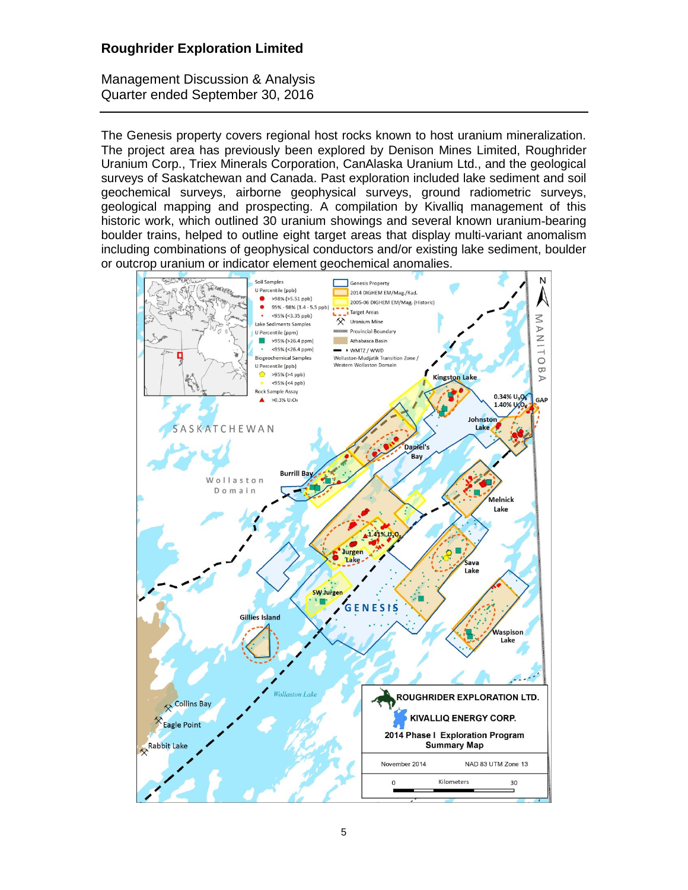The Genesis property covers regional host rocks known to host uranium mineralization. The project area has previously been explored by Denison Mines Limited, Roughrider Uranium Corp., Triex Minerals Corporation, CanAlaska Uranium Ltd., and the geological surveys of Saskatchewan and Canada. Past exploration included lake sediment and soil geochemical surveys, airborne geophysical surveys, ground radiometric surveys, geological mapping and prospecting. A compilation by Kivalliq management of this historic work, which outlined 30 uranium showings and several known uranium-bearing boulder trains, helped to outline eight target areas that display multi-variant anomalism including combinations of geophysical conductors and/or existing lake sediment, boulder or outcrop uranium or indicator element geochemical anomalies.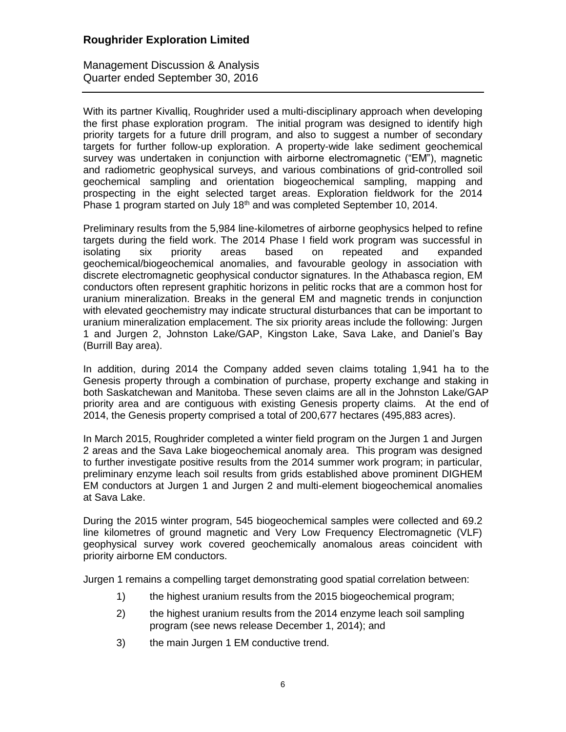With its partner Kivalliq, Roughrider used a multi-disciplinary approach when developing the first phase exploration program. The initial program was designed to identify high priority targets for a future drill program, and also to suggest a number of secondary targets for further follow-up exploration. A property-wide lake sediment geochemical survey was undertaken in conjunction with airborne electromagnetic ("EM"), magnetic and radiometric geophysical surveys, and various combinations of grid-controlled soil geochemical sampling and orientation biogeochemical sampling, mapping and prospecting in the eight selected target areas. Exploration fieldwork for the 2014 Phase 1 program started on July 18th and was completed September 10, 2014.

Preliminary results from the 5,984 line-kilometres of airborne geophysics helped to refine targets during the field work. The 2014 Phase I field work program was successful in isolating six priority areas based on repeated and expanded geochemical/biogeochemical anomalies, and favourable geology in association with discrete electromagnetic geophysical conductor signatures. In the Athabasca region, EM conductors often represent graphitic horizons in pelitic rocks that are a common host for uranium mineralization. Breaks in the general EM and magnetic trends in conjunction with elevated geochemistry may indicate structural disturbances that can be important to uranium mineralization emplacement. The six priority areas include the following: Jurgen 1 and Jurgen 2, Johnston Lake/GAP, Kingston Lake, Sava Lake, and Daniel's Bay (Burrill Bay area).

In addition, during 2014 the Company added seven claims totaling 1,941 ha to the Genesis property through a combination of purchase, property exchange and staking in both Saskatchewan and Manitoba. These seven claims are all in the Johnston Lake/GAP priority area and are contiguous with existing Genesis property claims. At the end of 2014, the Genesis property comprised a total of 200,677 hectares (495,883 acres).

In March 2015, Roughrider completed a winter field program on the Jurgen 1 and Jurgen 2 areas and the Sava Lake biogeochemical anomaly area. This program was designed to further investigate positive results from the 2014 summer work program; in particular, preliminary enzyme leach soil results from grids established above prominent DIGHEM EM conductors at Jurgen 1 and Jurgen 2 and multi-element biogeochemical anomalies at Sava Lake.

During the 2015 winter program, 545 biogeochemical samples were collected and 69.2 line kilometres of ground magnetic and Very Low Frequency Electromagnetic (VLF) geophysical survey work covered geochemically anomalous areas coincident with priority airborne EM conductors.

Jurgen 1 remains a compelling target demonstrating good spatial correlation between:

1) the highest uranium results from the 2015 biogeochemical program;
2) the highest uranium results from the 2014 enzyme leach soil sampling program (see news release December 1, 2014); and
3) the main Jurgen 1 EM conductive trend.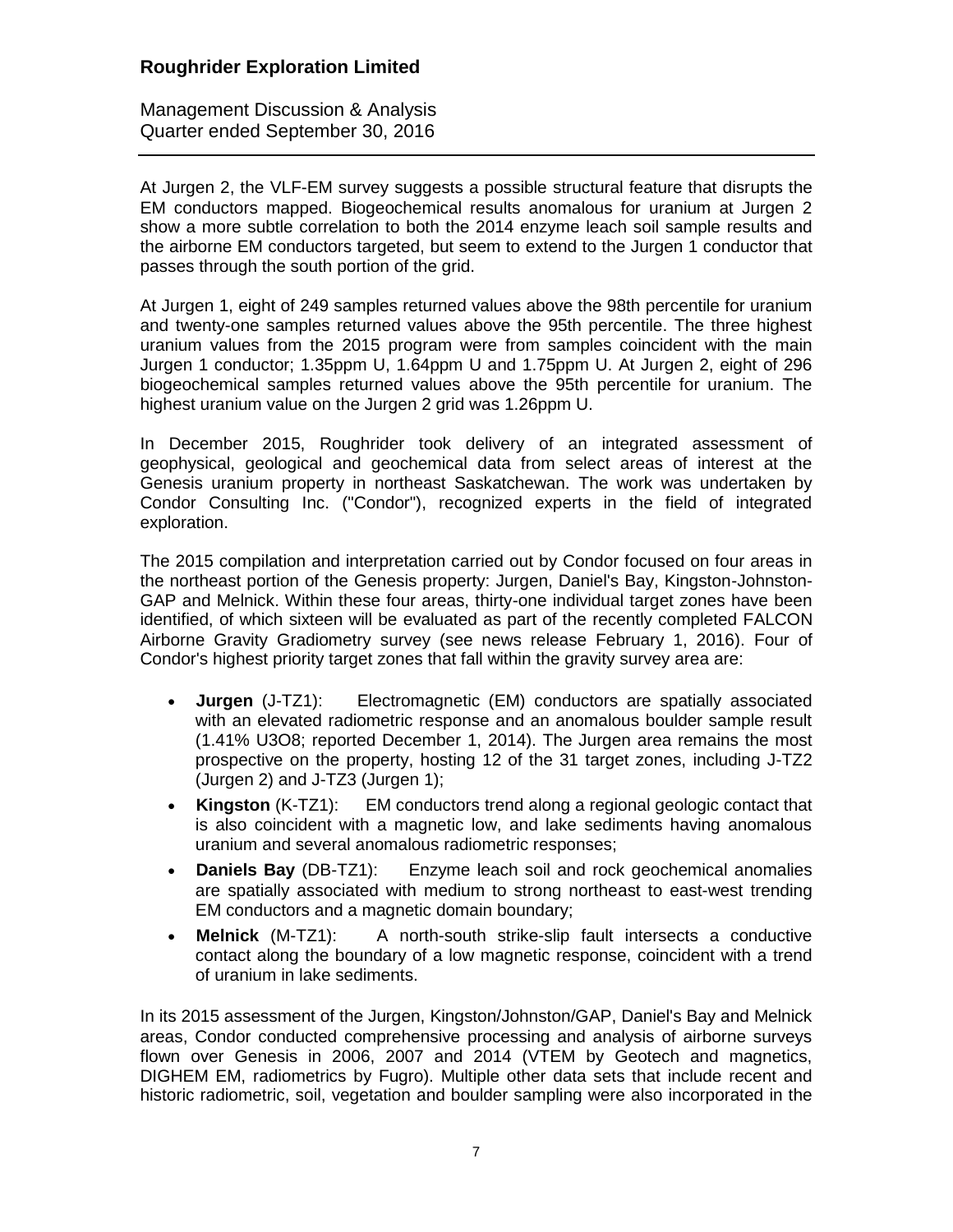At Jurgen 2, the VLF-EM survey suggests a possible structural feature that disrupts the EM conductors mapped. Biogeochemical results anomalous for uranium at Jurgen 2 show a more subtle correlation to both the 2014 enzyme leach soil sample results and the airborne EM conductors targeted, but seem to extend to the Jurgen 1 conductor that passes through the south portion of the grid.

At Jurgen 1, eight of 249 samples returned values above the 98th percentile for uranium and twenty-one samples returned values above the 95th percentile. The three highest uranium values from the 2015 program were from samples coincident with the main Jurgen 1 conductor; 1.35ppm U, 1.64ppm U and 1.75ppm U. At Jurgen 2, eight of 296 biogeochemical samples returned values above the 95th percentile for uranium. The highest uranium value on the Jurgen 2 grid was 1.26ppm U.

In December 2015, Roughrider took delivery of an integrated assessment of geophysical, geological and geochemical data from select areas of interest at the Genesis uranium property in northeast Saskatchewan. The work was undertaken by Condor Consulting Inc. ("Condor"), recognized experts in the field of integrated exploration.

The 2015 compilation and interpretation carried out by Condor focused on four areas in the northeast portion of the Genesis property: Jurgen, Daniel's Bay, Kingston-Johnston-GAP and Melnick. Within these four areas, thirty-one individual target zones have been identified, of which sixteen will be evaluated as part of the recently completed FALCON Airborne Gravity Gradiometry survey (see news release February 1, 2016). Four of Condor's highest priority target zones that fall within the gravity survey area are:

- **Jurgen** (J-TZ1): Electromagnetic (EM) conductors are spatially associated with an elevated radiometric response and an anomalous boulder sample result (1.41% $U_3O_8$; reported December 1, 2014). The Jurgen area remains the most prospective on the property, hosting 12 of the 31 target zones, including J-TZ2 (Jurgen 2) and J-TZ3 (Jurgen 1);
- **Kingston** (K-TZ1): EM conductors trend along a regional geologic contact that is also coincident with a magnetic low, and lake sediments having anomalous uranium and several anomalous radiometric responses;
- **Daniels Bay** (DB-TZ1): Enzyme leach soil and rock geochemical anomalies are spatially associated with medium to strong northeast to east-west trending EM conductors and a magnetic domain boundary;
- **Melnick** (M-TZ1): A north-south strike-slip fault intersects a conductive contact along the boundary of a low magnetic response, coincident with a trend of uranium in lake sediments.

In its 2015 assessment of the Jurgen, Kingston/Johnston/GAP, Daniel's Bay and Melnick areas, Condor conducted comprehensive processing and analysis of airborne surveys flown over Genesis in 2006, 2007 and 2014 (VTEM by Geotech and magnetics, DIGHEM EM, radiometrics by Fugro). Multiple other data sets that include recent and historic radiometric, soil, vegetation and boulder sampling were also incorporated in the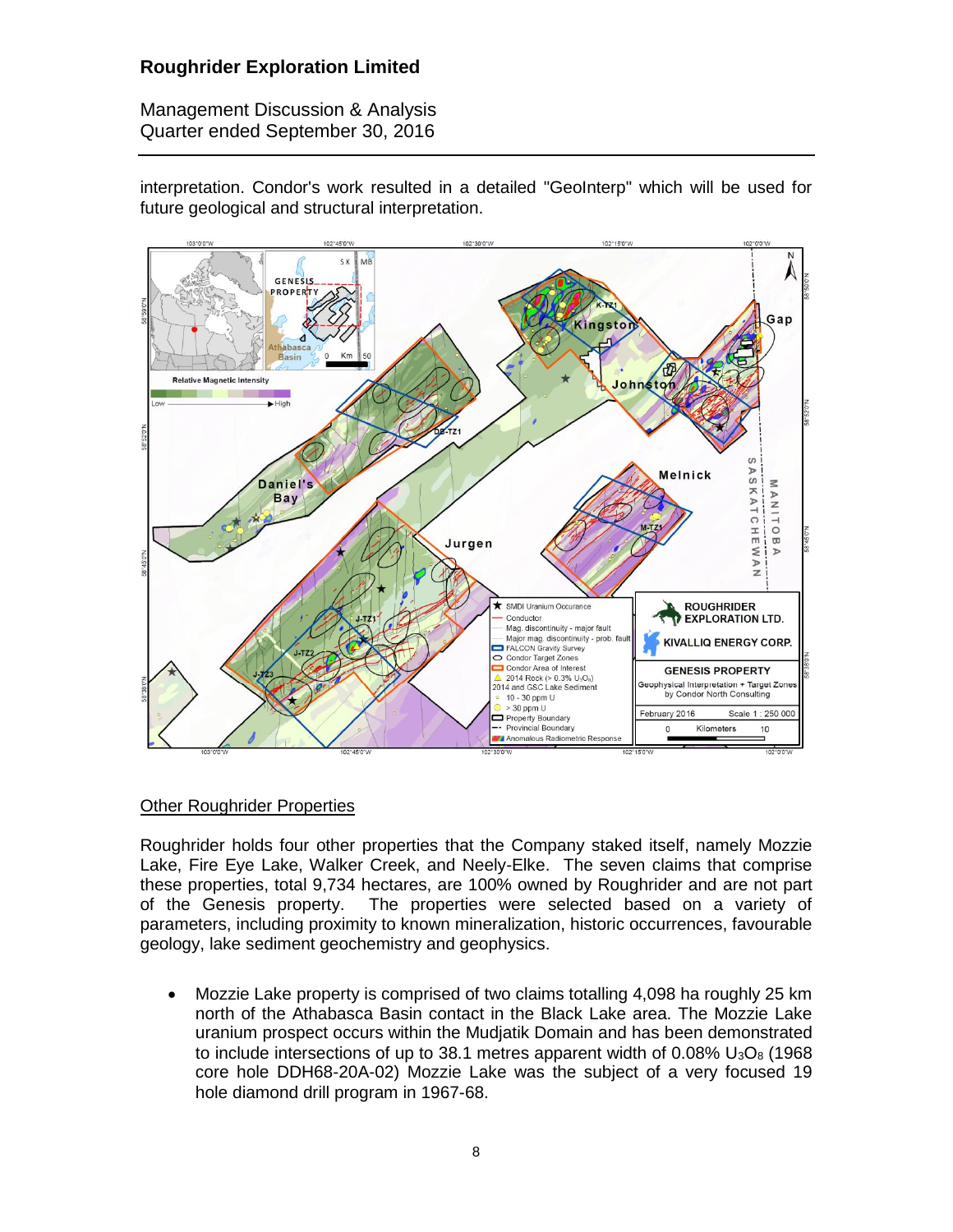interpretation. Condor's work resulted in a detailed "GeoInterp" which will be used for future geological and structural interpretation.

## Other Roughrider Properties

Roughrider holds four other properties that the Company staked itself, namely Mozzie Lake, Fire Eye Lake, Walker Creek, and Neely-Elke. The seven claims that comprise these properties, total 9,734 hectares, are 100% owned by Roughrider and are not part of the Genesis property. The properties were selected based on a variety of parameters, including proximity to known mineralization, historic occurrences, favourable geology, lake sediment geochemistry and geophysics.

- Mozzie Lake property is comprised of two claims totalling 4,098 ha roughly 25 km north of the Athabasca Basin contact in the Black Lake area. The Mozzie Lake uranium prospect occurs within the Mudjatik Domain and has been demonstrated to include intersections of up to 38.1 metres apparent width of 0.08% $U_3O_8$ (1968 core hole DDH68-20A-02) Mozzie Lake was the subject of a very focused 19 hole diamond drill program in 1967-68.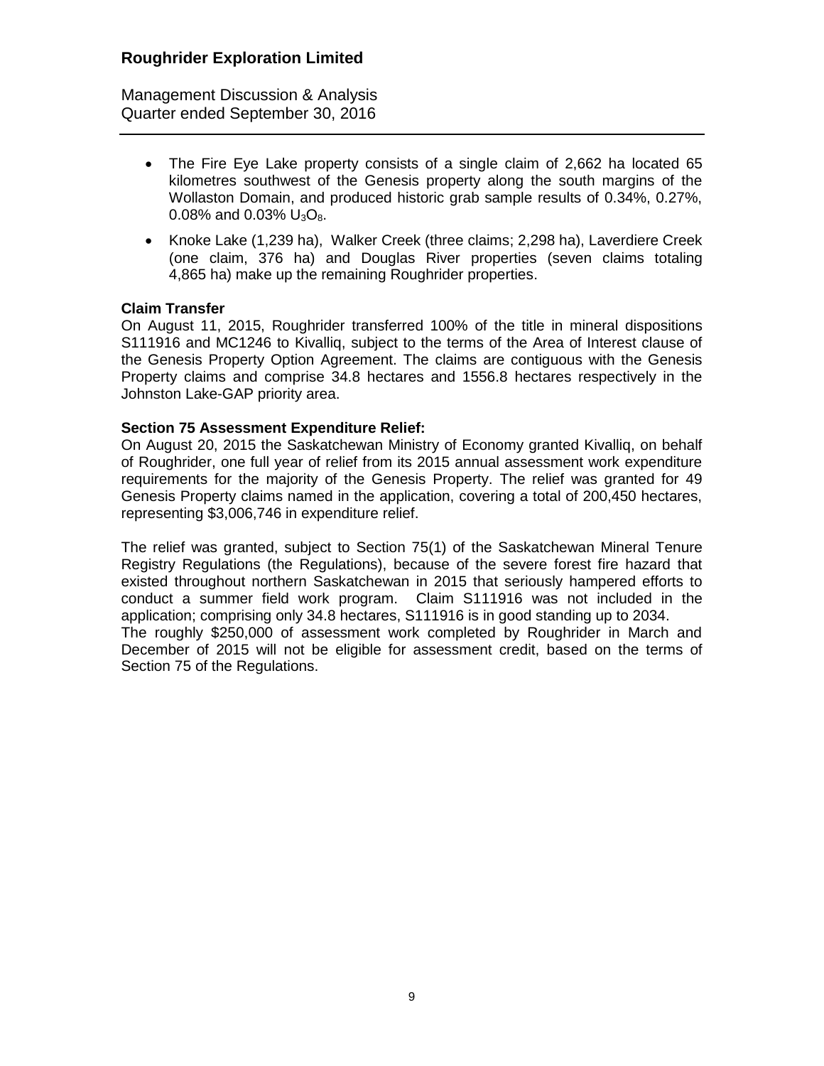- The Fire Eye Lake property consists of a single claim of 2,662 ha located 65 kilometres southwest of the Genesis property along the south margins of the Wollaston Domain, and produced historic grab sample results of 0.34%, 0.27%, 0.08% and 0.03% $U_3O_8$.
- Knoke Lake (1,239 ha), Walker Creek (three claims; 2,298 ha), Laverdiere Creek (one claim, 376 ha) and Douglas River properties (seven claims totaling 4,865 ha) make up the remaining Roughrider properties.

**Claim Transfer**

On August 11, 2015, Roughrider transferred 100% of the title in mineral dispositions S111916 and MC1246 to Kivalliq, subject to the terms of the Area of Interest clause of the Genesis Property Option Agreement. The claims are contiguous with the Genesis Property claims and comprise 34.8 hectares and 1556.8 hectares respectively in the Johnston Lake-GAP priority area.

**Section 75 Assessment Expenditure Relief:**

On August 20, 2015 the Saskatchewan Ministry of Economy granted Kivalliq, on behalf of Roughrider, one full year of relief from its 2015 annual assessment work expenditure requirements for the majority of the Genesis Property. The relief was granted for 49 Genesis Property claims named in the application, covering a total of 200,450 hectares, representing $3,006,746 in expenditure relief.

The relief was granted, subject to Section 75(1) of the Saskatchewan Mineral Tenure Registry Regulations (the Regulations), because of the severe forest fire hazard that existed throughout northern Saskatchewan in 2015 that seriously hampered efforts to conduct a summer field work program. Claim S111916 was not included in the application; comprising only 34.8 hectares, S111916 is in good standing up to 2034.
The roughly $250,000 of assessment work completed by Roughrider in March and December of 2015 will not be eligible for assessment credit, based on the terms of Section 75 of the Regulations.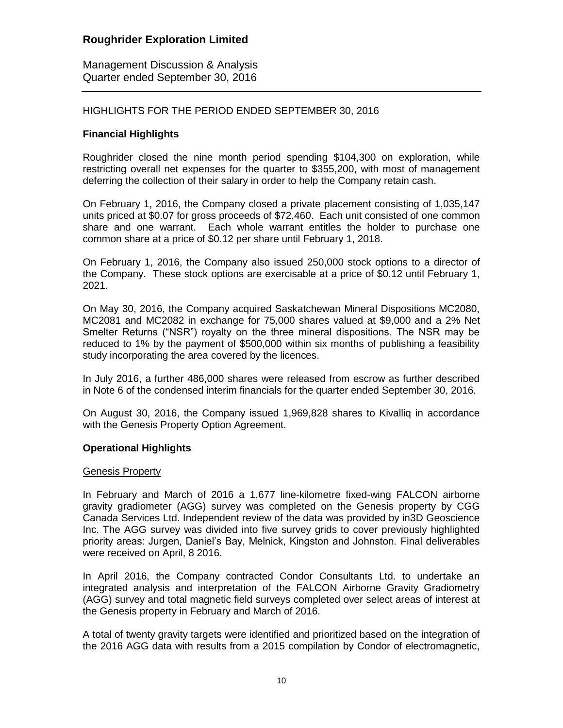HIGHLIGHTS FOR THE PERIOD ENDED SEPTEMBER 30, 2016

**Financial Highlights**

Roughrider closed the nine month period spending $104,300 on exploration, while restricting overall net expenses for the quarter to $355,200, with most of management deferring the collection of their salary in order to help the Company retain cash.

On February 1, 2016, the Company closed a private placement consisting of 1,035,147 units priced at $0.07 for gross proceeds of $72,460. Each unit consisted of one common share and one warrant. Each whole warrant entitles the holder to purchase one common share at a price of $0.12 per share until February 1, 2018.

On February 1, 2016, the Company also issued 250,000 stock options to a director of the Company. These stock options are exercisable at a price of $0.12 until February 1, 2021.

On May 30, 2016, the Company acquired Saskatchewan Mineral Dispositions MC2080, MC2081 and MC2082 in exchange for 75,000 shares valued at $9,000 and a 2% Net Smelter Returns ("NSR") royalty on the three mineral dispositions. The NSR may be reduced to 1% by the payment of $500,000 within six months of publishing a feasibility study incorporating the area covered by the licences.

In July 2016, a further 486,000 shares were released from escrow as further described in Note 6 of the condensed interim financials for the quarter ended September 30, 2016.

On August 30, 2016, the Company issued 1,969,828 shares to Kivalliq in accordance with the Genesis Property Option Agreement.

**Operational Highlights**

Genesis Property

In February and March of 2016 a 1,677 line-kilometre fixed-wing FALCON airborne gravity gradiometer (AGG) survey was completed on the Genesis property by CGG Canada Services Ltd. Independent review of the data was provided by in3D Geoscience Inc. The AGG survey was divided into five survey grids to cover previously highlighted priority areas: Jurgen, Daniel's Bay, Melnick, Kingston and Johnston. Final deliverables were received on April, 8 2016.

In April 2016, the Company contracted Condor Consultants Ltd. to undertake an integrated analysis and interpretation of the FALCON Airborne Gravity Gradiometry (AGG) survey and total magnetic field surveys completed over select areas of interest at the Genesis property in February and March of 2016.

A total of twenty gravity targets were identified and prioritized based on the integration of the 2016 AGG data with results from a 2015 compilation by Condor of electromagnetic,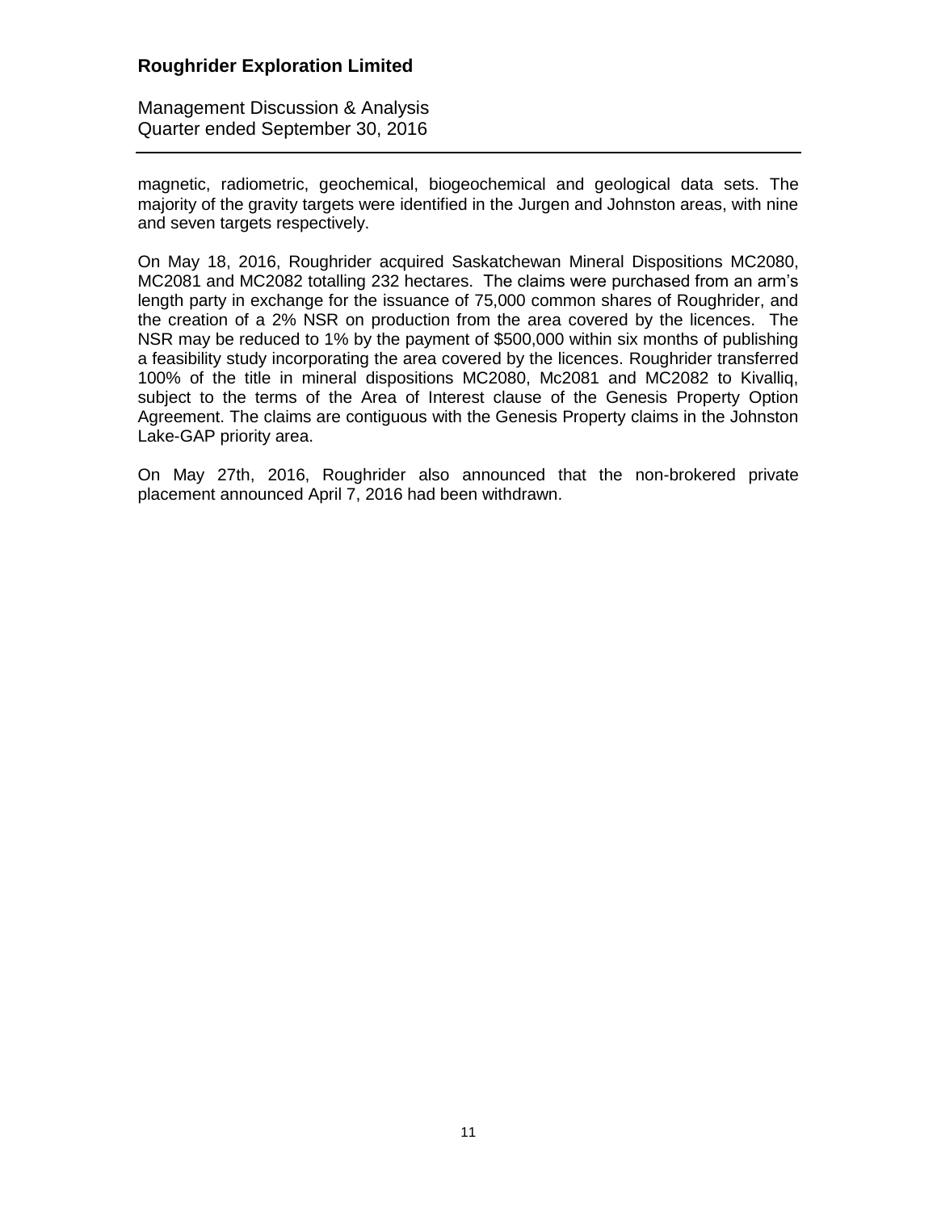magnetic, radiometric, geochemical, biogeochemical and geological data sets. The majority of the gravity targets were identified in the Jurgen and Johnston areas, with nine and seven targets respectively.

On May 18, 2016, Roughrider acquired Saskatchewan Mineral Dispositions MC2080, MC2081 and MC2082 totalling 232 hectares. The claims were purchased from an arm's length party in exchange for the issuance of 75,000 common shares of Roughrider, and the creation of a 2% NSR on production from the area covered by the licences. The NSR may be reduced to 1% by the payment of $500,000 within six months of publishing a feasibility study incorporating the area covered by the licences. Roughrider transferred 100% of the title in mineral dispositions MC2080, Mc2081 and MC2082 to Kivalliq, subject to the terms of the Area of Interest clause of the Genesis Property Option Agreement. The claims are contiguous with the Genesis Property claims in the Johnston Lake-GAP priority area.

On May 27th, 2016, Roughrider also announced that the non-brokered private placement announced April 7, 2016 had been withdrawn.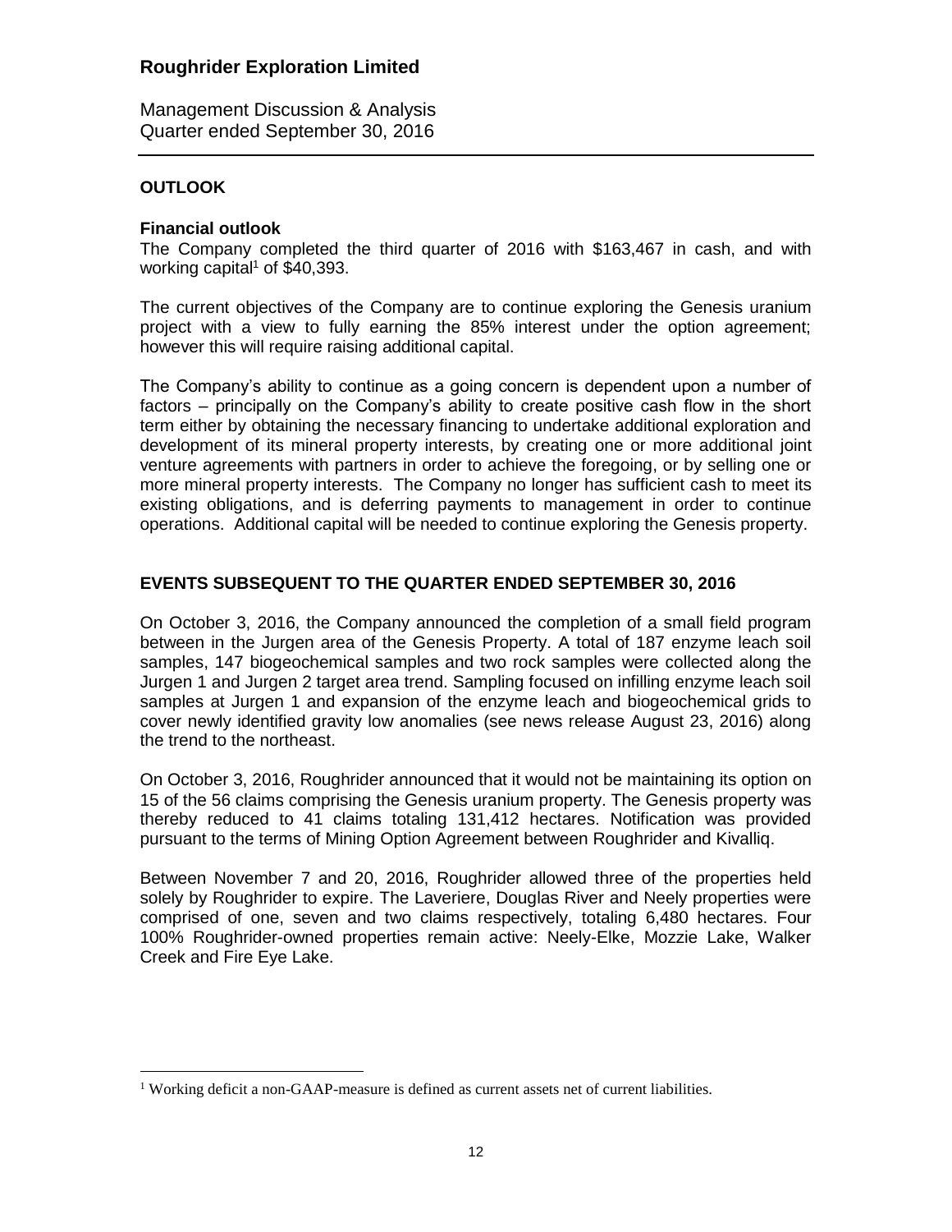## OUTLOOK

### Financial outlook

The Company completed the third quarter of 2016 with $163,467 in cash, and with working capital[1] of $40,393.

The current objectives of the Company are to continue exploring the Genesis uranium project with a view to fully earning the 85% interest under the option agreement; however this will require raising additional capital.

The Company's ability to continue as a going concern is dependent upon a number of factors – principally on the Company's ability to create positive cash flow in the short term either by obtaining the necessary financing to undertake additional exploration and development of its mineral property interests, by creating one or more additional joint venture agreements with partners in order to achieve the foregoing, or by selling one or more mineral property interests. The Company no longer has sufficient cash to meet its existing obligations, and is deferring payments to management in order to continue operations. Additional capital will be needed to continue exploring the Genesis property.

## EVENTS SUBSEQUENT TO THE QUARTER ENDED SEPTEMBER 30, 2016

On October 3, 2016, the Company announced the completion of a small field program between in the Jurgen area of the Genesis Property. A total of 187 enzyme leach soil samples, 147 biogeochemical samples and two rock samples were collected along the Jurgen 1 and Jurgen 2 target area trend. Sampling focused on infilling enzyme leach soil samples at Jurgen 1 and expansion of the enzyme leach and biogeochemical grids to cover newly identified gravity low anomalies (see news release August 23, 2016) along the trend to the northeast.

On October 3, 2016, Roughrider announced that it would not be maintaining its option on 15 of the 56 claims comprising the Genesis uranium property. The Genesis property was thereby reduced to 41 claims totaling 131,412 hectares. Notification was provided pursuant to the terms of Mining Option Agreement between Roughrider and Kivalliq.

Between November 7 and 20, 2016, Roughrider allowed three of the properties held solely by Roughrider to expire. The Laveriere, Douglas River and Neely properties were comprised of one, seven and two claims respectively, totaling 6,480 hectares. Four 100% Roughrider-owned properties remain active: Neely-Elke, Mozzie Lake, Walker Creek and Fire Eye Lake.

---

[1] Working deficit a non-GAAP-measure is defined as current assets net of current liabilities.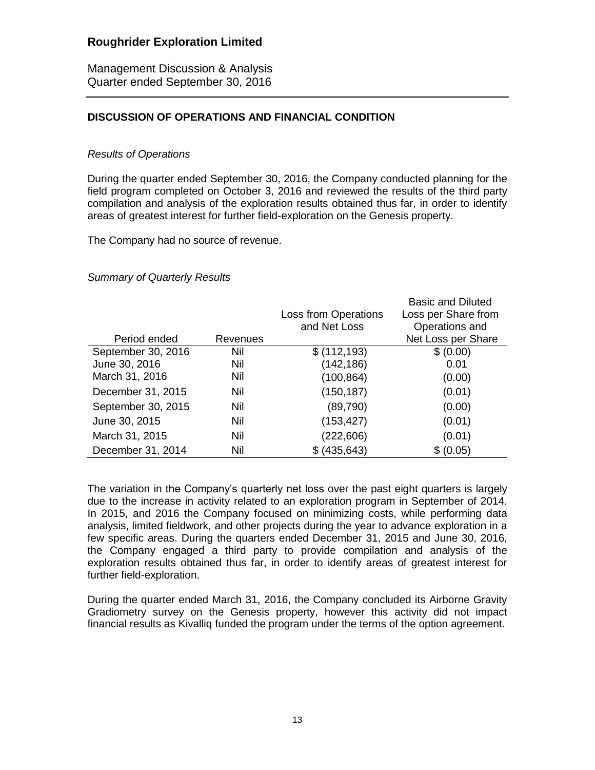## DISCUSSION OF OPERATIONS AND FINANCIAL CONDITION

*Results of Operations*

During the quarter ended September 30, 2016, the Company conducted planning for the field program completed on October 3, 2016 and reviewed the results of the third party compilation and analysis of the exploration results obtained thus far, in order to identify areas of greatest interest for further field-exploration on the Genesis property.

The Company had no source of revenue.

*Summary of Quarterly Results*

| Period ended | Revenues | Loss from Operations and Net Loss | Basic and Diluted Loss per Share from Operations and Net Loss per Share |
|---|---|---|---|
| September 30, 2016 | Nil | $ (112,193) | $ (0.00) |
| June 30, 2016 | Nil | (142,186) | 0.01 |
| March 31, 2016 | Nil | (100,864) | (0.00) |
| December 31, 2015 | Nil | (150,187) | (0.01) |
| September 30, 2015 | Nil | (89,790) | (0.00) |
| June 30, 2015 | Nil | (153,427) | (0.01) |
| March 31, 2015 | Nil | (222,606) | (0.01) |
| December 31, 2014 | Nil | $ (435,643) | $ (0.05) |

The variation in the Company's quarterly net loss over the past eight quarters is largely due to the increase in activity related to an exploration program in September of 2014. In 2015, and 2016 the Company focused on minimizing costs, while performing data analysis, limited fieldwork, and other projects during the year to advance exploration in a few specific areas. During the quarters ended December 31, 2015 and June 30, 2016, the Company engaged a third party to provide compilation and analysis of the exploration results obtained thus far, in order to identify areas of greatest interest for further field-exploration.

During the quarter ended March 31, 2016, the Company concluded its Airborne Gravity Gradiometry survey on the Genesis property, however this activity did not impact financial results as Kivalliq funded the program under the terms of the option agreement.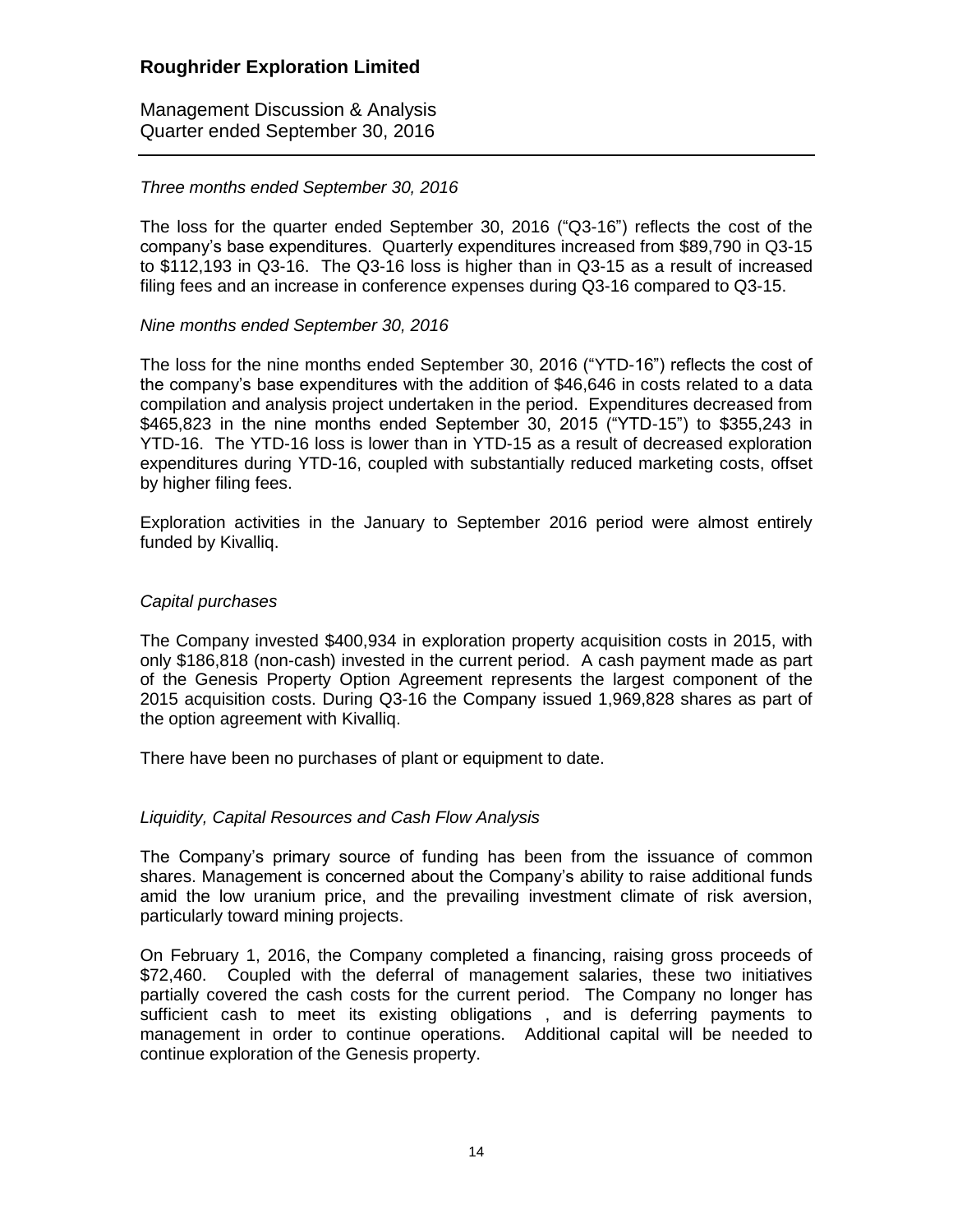*Three months ended September 30, 2016*

The loss for the quarter ended September 30, 2016 ("Q3-16") reflects the cost of the company's base expenditures. Quarterly expenditures increased from $89,790 in Q3-15 to $112,193 in Q3-16. The Q3-16 loss is higher than in Q3-15 as a result of increased filing fees and an increase in conference expenses during Q3-16 compared to Q3-15.

*Nine months ended September 30, 2016*

The loss for the nine months ended September 30, 2016 ("YTD-16") reflects the cost of the company's base expenditures with the addition of $46,646 in costs related to a data compilation and analysis project undertaken in the period. Expenditures decreased from $465,823 in the nine months ended September 30, 2015 ("YTD-15") to $355,243 in YTD-16. The YTD-16 loss is lower than in YTD-15 as a result of decreased exploration expenditures during YTD-16, coupled with substantially reduced marketing costs, offset by higher filing fees.

Exploration activities in the January to September 2016 period were almost entirely funded by Kivalliq.

*Capital purchases*

The Company invested $400,934 in exploration property acquisition costs in 2015, with only $186,818 (non-cash) invested in the current period. A cash payment made as part of the Genesis Property Option Agreement represents the largest component of the 2015 acquisition costs. During Q3-16 the Company issued 1,969,828 shares as part of the option agreement with Kivalliq.

There have been no purchases of plant or equipment to date.

*Liquidity, Capital Resources and Cash Flow Analysis*

The Company's primary source of funding has been from the issuance of common shares. Management is concerned about the Company's ability to raise additional funds amid the low uranium price, and the prevailing investment climate of risk aversion, particularly toward mining projects.

On February 1, 2016, the Company completed a financing, raising gross proceeds of $72,460. Coupled with the deferral of management salaries, these two initiatives partially covered the cash costs for the current period. The Company no longer has sufficient cash to meet its existing obligations , and is deferring payments to management in order to continue operations. Additional capital will be needed to continue exploration of the Genesis property.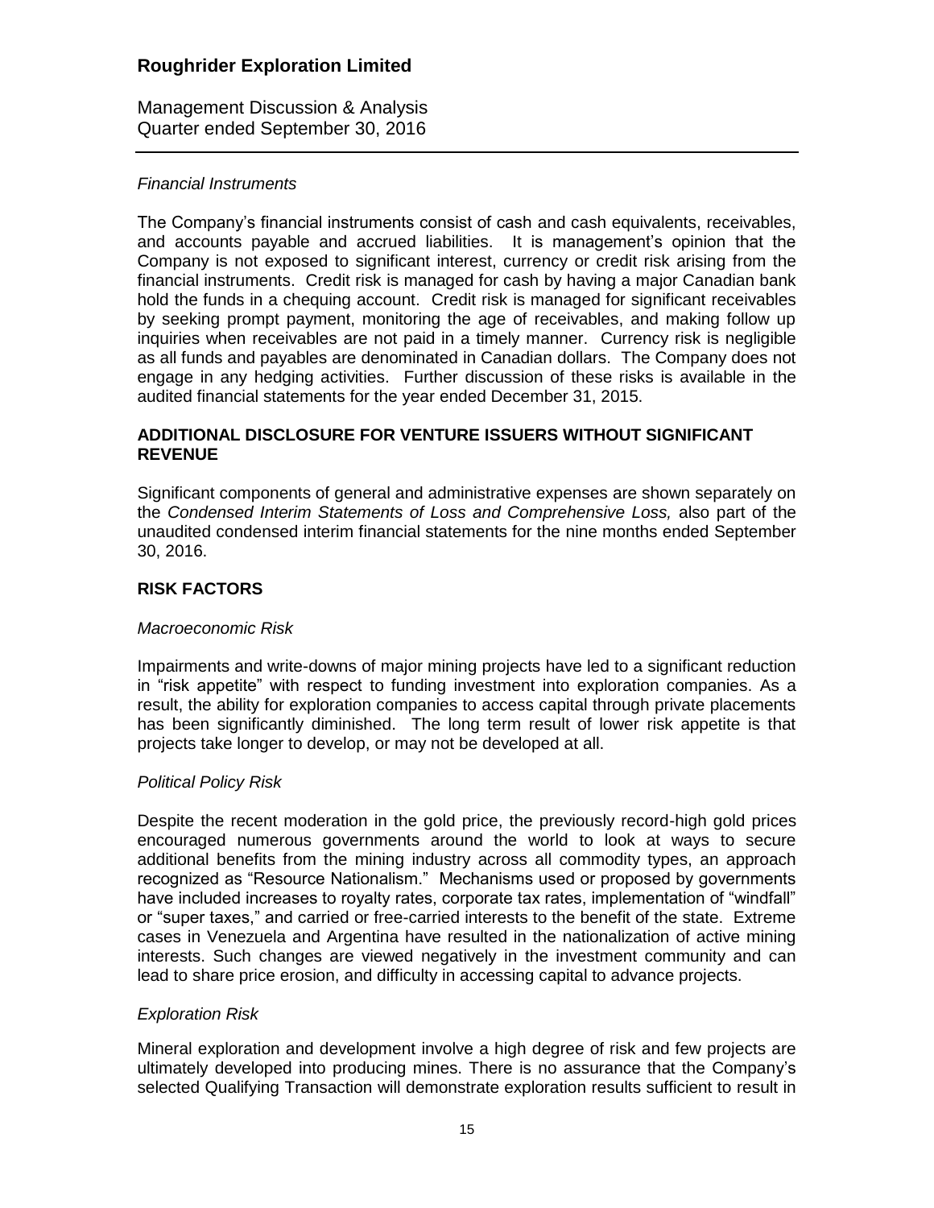*Financial Instruments*

The Company's financial instruments consist of cash and cash equivalents, receivables, and accounts payable and accrued liabilities. It is management's opinion that the Company is not exposed to significant interest, currency or credit risk arising from the financial instruments. Credit risk is managed for cash by having a major Canadian bank hold the funds in a chequing account. Credit risk is managed for significant receivables by seeking prompt payment, monitoring the age of receivables, and making follow up inquiries when receivables are not paid in a timely manner. Currency risk is negligible as all funds and payables are denominated in Canadian dollars. The Company does not engage in any hedging activities. Further discussion of these risks is available in the audited financial statements for the year ended December 31, 2015.

## ADDITIONAL DISCLOSURE FOR VENTURE ISSUERS WITHOUT SIGNIFICANT REVENUE

Significant components of general and administrative expenses are shown separately on the *Condensed Interim Statements of Loss and Comprehensive Loss,* also part of the unaudited condensed interim financial statements for the nine months ended September 30, 2016.

## RISK FACTORS

*Macroeconomic Risk*

Impairments and write-downs of major mining projects have led to a significant reduction in "risk appetite" with respect to funding investment into exploration companies. As a result, the ability for exploration companies to access capital through private placements has been significantly diminished. The long term result of lower risk appetite is that projects take longer to develop, or may not be developed at all.

*Political Policy Risk*

Despite the recent moderation in the gold price, the previously record-high gold prices encouraged numerous governments around the world to look at ways to secure additional benefits from the mining industry across all commodity types, an approach recognized as "Resource Nationalism." Mechanisms used or proposed by governments have included increases to royalty rates, corporate tax rates, implementation of "windfall" or "super taxes," and carried or free-carried interests to the benefit of the state. Extreme cases in Venezuela and Argentina have resulted in the nationalization of active mining interests. Such changes are viewed negatively in the investment community and can lead to share price erosion, and difficulty in accessing capital to advance projects.

*Exploration Risk*

Mineral exploration and development involve a high degree of risk and few projects are ultimately developed into producing mines. There is no assurance that the Company's selected Qualifying Transaction will demonstrate exploration results sufficient to result in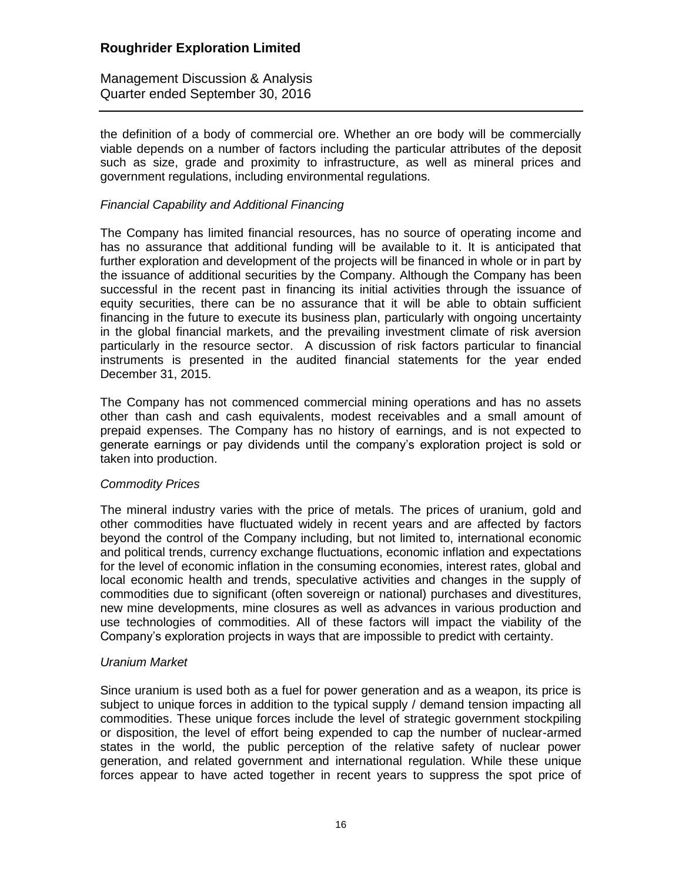the definition of a body of commercial ore. Whether an ore body will be commercially viable depends on a number of factors including the particular attributes of the deposit such as size, grade and proximity to infrastructure, as well as mineral prices and government regulations, including environmental regulations.

*Financial Capability and Additional Financing*

The Company has limited financial resources, has no source of operating income and has no assurance that additional funding will be available to it. It is anticipated that further exploration and development of the projects will be financed in whole or in part by the issuance of additional securities by the Company. Although the Company has been successful in the recent past in financing its initial activities through the issuance of equity securities, there can be no assurance that it will be able to obtain sufficient financing in the future to execute its business plan, particularly with ongoing uncertainty in the global financial markets, and the prevailing investment climate of risk aversion particularly in the resource sector. A discussion of risk factors particular to financial instruments is presented in the audited financial statements for the year ended December 31, 2015.

The Company has not commenced commercial mining operations and has no assets other than cash and cash equivalents, modest receivables and a small amount of prepaid expenses. The Company has no history of earnings, and is not expected to generate earnings or pay dividends until the company's exploration project is sold or taken into production.

*Commodity Prices*

The mineral industry varies with the price of metals. The prices of uranium, gold and other commodities have fluctuated widely in recent years and are affected by factors beyond the control of the Company including, but not limited to, international economic and political trends, currency exchange fluctuations, economic inflation and expectations for the level of economic inflation in the consuming economies, interest rates, global and local economic health and trends, speculative activities and changes in the supply of commodities due to significant (often sovereign or national) purchases and divestitures, new mine developments, mine closures as well as advances in various production and use technologies of commodities. All of these factors will impact the viability of the Company's exploration projects in ways that are impossible to predict with certainty.

*Uranium Market*

Since uranium is used both as a fuel for power generation and as a weapon, its price is subject to unique forces in addition to the typical supply / demand tension impacting all commodities. These unique forces include the level of strategic government stockpiling or disposition, the level of effort being expended to cap the number of nuclear-armed states in the world, the public perception of the relative safety of nuclear power generation, and related government and international regulation. While these unique forces appear to have acted together in recent years to suppress the spot price of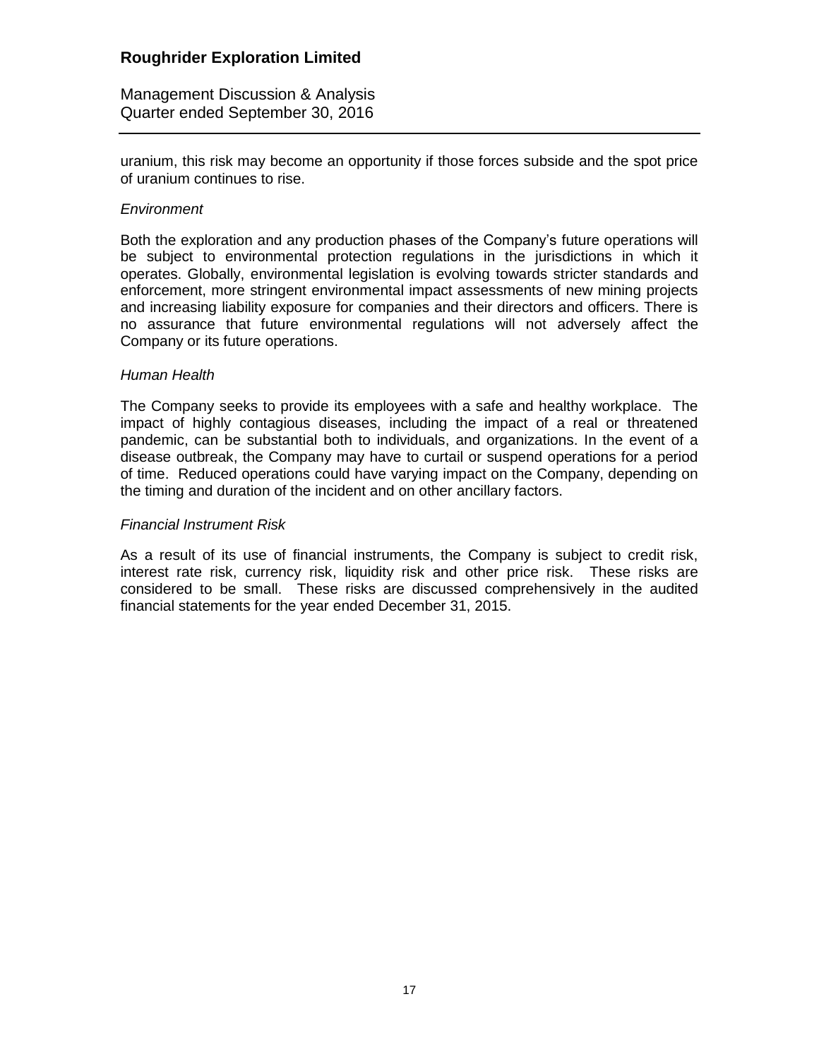uranium, this risk may become an opportunity if those forces subside and the spot price of uranium continues to rise.

*Environment*

Both the exploration and any production phases of the Company's future operations will be subject to environmental protection regulations in the jurisdictions in which it operates. Globally, environmental legislation is evolving towards stricter standards and enforcement, more stringent environmental impact assessments of new mining projects and increasing liability exposure for companies and their directors and officers. There is no assurance that future environmental regulations will not adversely affect the Company or its future operations.

*Human Health*

The Company seeks to provide its employees with a safe and healthy workplace. The impact of highly contagious diseases, including the impact of a real or threatened pandemic, can be substantial both to individuals, and organizations. In the event of a disease outbreak, the Company may have to curtail or suspend operations for a period of time. Reduced operations could have varying impact on the Company, depending on the timing and duration of the incident and on other ancillary factors.

*Financial Instrument Risk*

As a result of its use of financial instruments, the Company is subject to credit risk, interest rate risk, currency risk, liquidity risk and other price risk. These risks are considered to be small. These risks are discussed comprehensively in the audited financial statements for the year ended December 31, 2015.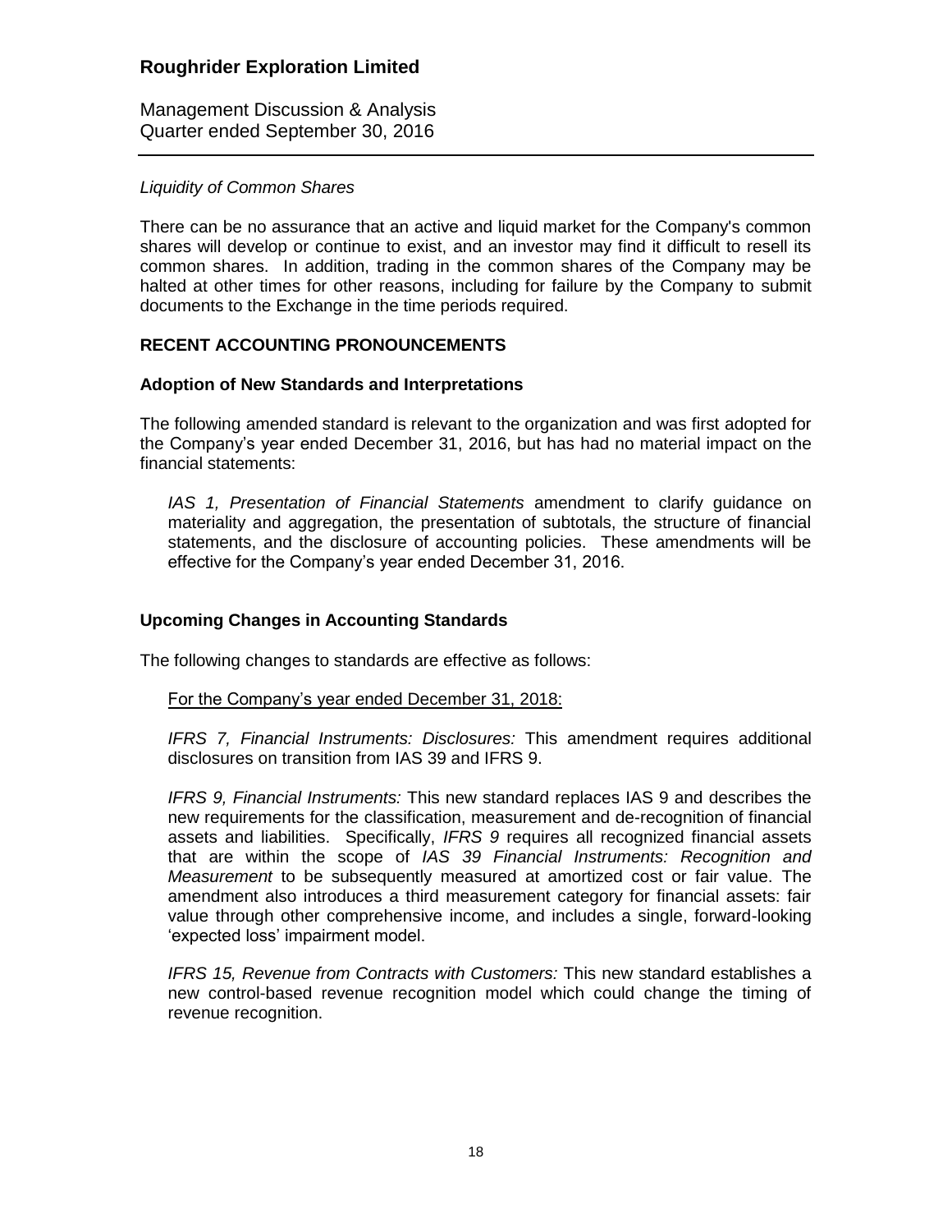*Liquidity of Common Shares*

There can be no assurance that an active and liquid market for the Company's common shares will develop or continue to exist, and an investor may find it difficult to resell its common shares. In addition, trading in the common shares of the Company may be halted at other times for other reasons, including for failure by the Company to submit documents to the Exchange in the time periods required.

## RECENT ACCOUNTING PRONOUNCEMENTS

### Adoption of New Standards and Interpretations

The following amended standard is relevant to the organization and was first adopted for the Company's year ended December 31, 2016, but has had no material impact on the financial statements:

> *IAS 1, Presentation of Financial Statements* amendment to clarify guidance on materiality and aggregation, the presentation of subtotals, the structure of financial statements, and the disclosure of accounting policies. These amendments will be effective for the Company's year ended December 31, 2016.

### Upcoming Changes in Accounting Standards

The following changes to standards are effective as follows:

> <u>For the Company's year ended December 31, 2018:</u>
>
> *IFRS 7, Financial Instruments: Disclosures:* This amendment requires additional disclosures on transition from IAS 39 and IFRS 9.
>
> *IFRS 9, Financial Instruments:* This new standard replaces IAS 9 and describes the new requirements for the classification, measurement and de-recognition of financial assets and liabilities. Specifically, *IFRS 9* requires all recognized financial assets that are within the scope of *IAS 39 Financial Instruments: Recognition and Measurement* to be subsequently measured at amortized cost or fair value. The amendment also introduces a third measurement category for financial assets: fair value through other comprehensive income, and includes a single, forward-looking 'expected loss' impairment model.
>
> *IFRS 15, Revenue from Contracts with Customers:* This new standard establishes a new control-based revenue recognition model which could change the timing of revenue recognition.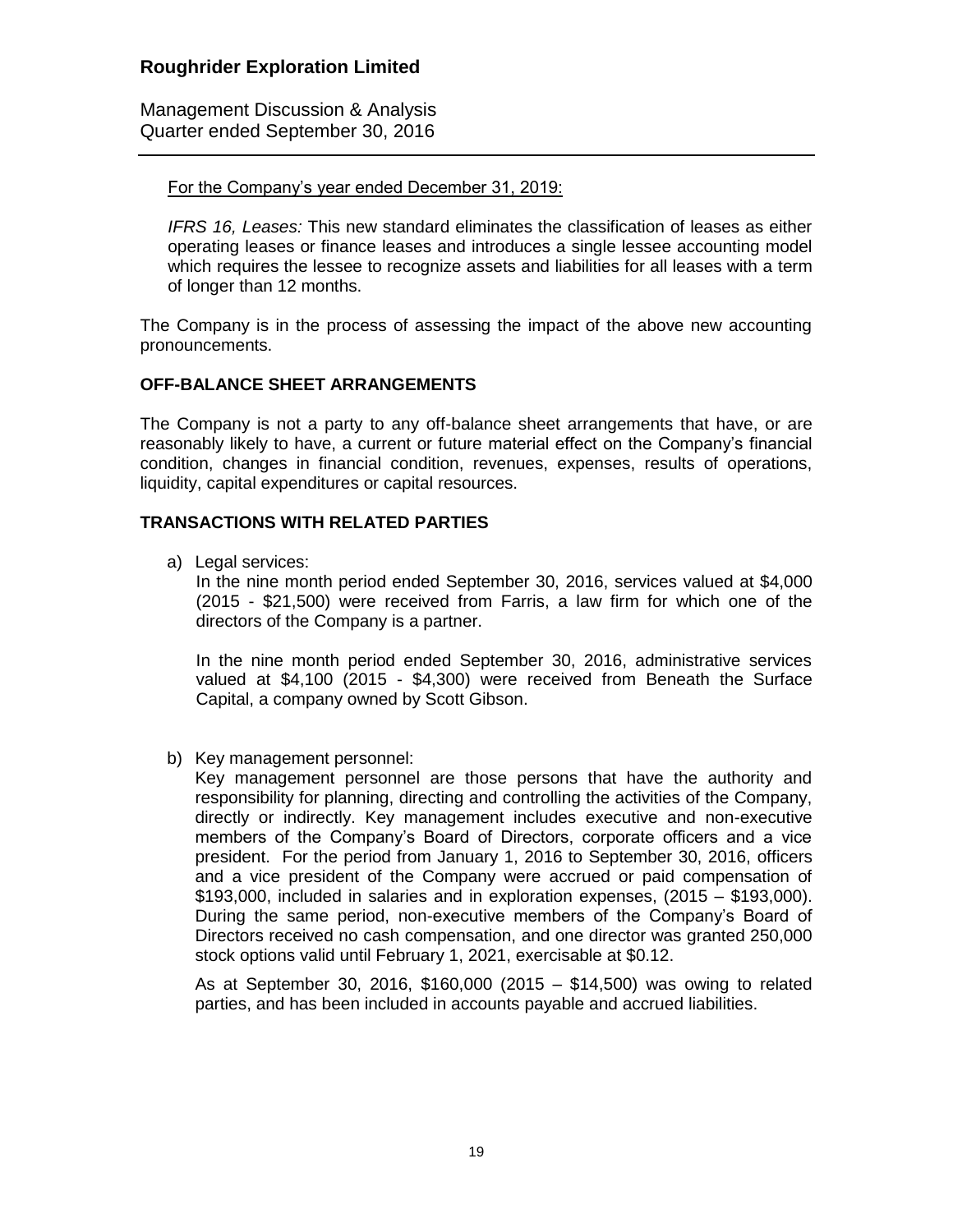For the Company's year ended December 31, 2019:

*IFRS 16, Leases:* This new standard eliminates the classification of leases as either operating leases or finance leases and introduces a single lessee accounting model which requires the lessee to recognize assets and liabilities for all leases with a term of longer than 12 months.

The Company is in the process of assessing the impact of the above new accounting pronouncements.

## OFF-BALANCE SHEET ARRANGEMENTS

The Company is not a party to any off-balance sheet arrangements that have, or are reasonably likely to have, a current or future material effect on the Company's financial condition, changes in financial condition, revenues, expenses, results of operations, liquidity, capital expenditures or capital resources.

## TRANSACTIONS WITH RELATED PARTIES

a) Legal services:
   In the nine month period ended September 30, 2016, services valued at $4,000 (2015 - $21,500) were received from Farris, a law firm for which one of the directors of the Company is a partner.

   In the nine month period ended September 30, 2016, administrative services valued at $4,100 (2015 - $4,300) were received from Beneath the Surface Capital, a company owned by Scott Gibson.

b) Key management personnel:
   Key management personnel are those persons that have the authority and responsibility for planning, directing and controlling the activities of the Company, directly or indirectly. Key management includes executive and non-executive members of the Company's Board of Directors, corporate officers and a vice president. For the period from January 1, 2016 to September 30, 2016, officers and a vice president of the Company were accrued or paid compensation of $193,000, included in salaries and in exploration expenses, (2015 – $193,000). During the same period, non-executive members of the Company's Board of Directors received no cash compensation, and one director was granted 250,000 stock options valid until February 1, 2021, exercisable at $0.12.

   As at September 30, 2016, $160,000 (2015 – $14,500) was owing to related parties, and has been included in accounts payable and accrued liabilities.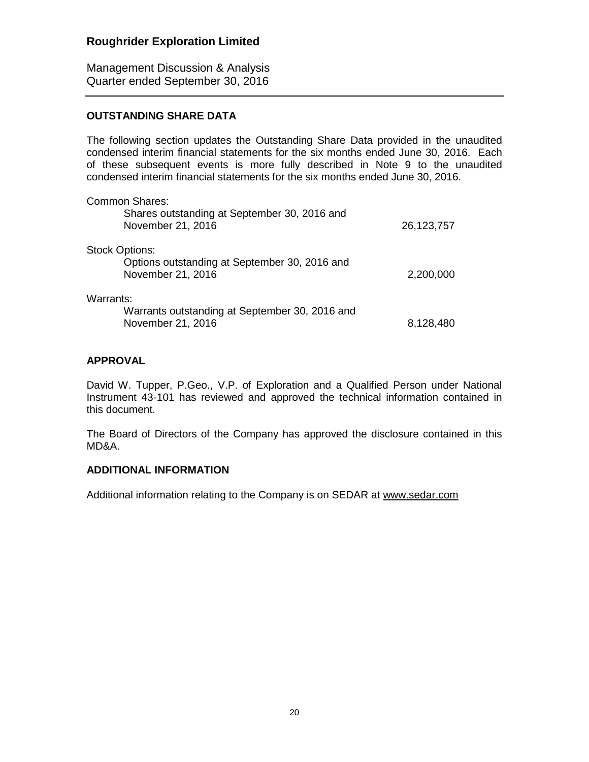## OUTSTANDING SHARE DATA

The following section updates the Outstanding Share Data provided in the unaudited condensed interim financial statements for the six months ended June 30, 2016. Each of these subsequent events is more fully described in Note 9 to the unaudited condensed interim financial statements for the six months ended June 30, 2016.

| | |
|---|---|
| Common Shares: | |
| Shares outstanding at September 30, 2016 and November 21, 2016 | 26,123,757 |
| Stock Options: | |
| Options outstanding at September 30, 2016 and November 21, 2016 | 2,200,000 |
| Warrants: | |
| Warrants outstanding at September 30, 2016 and November 21, 2016 | 8,128,480 |

## APPROVAL

David W. Tupper, P.Geo., V.P. of Exploration and a Qualified Person under National Instrument 43-101 has reviewed and approved the technical information contained in this document.

The Board of Directors of the Company has approved the disclosure contained in this MD&A.

## ADDITIONAL INFORMATION

Additional information relating to the Company is on SEDAR at www.sedar.com